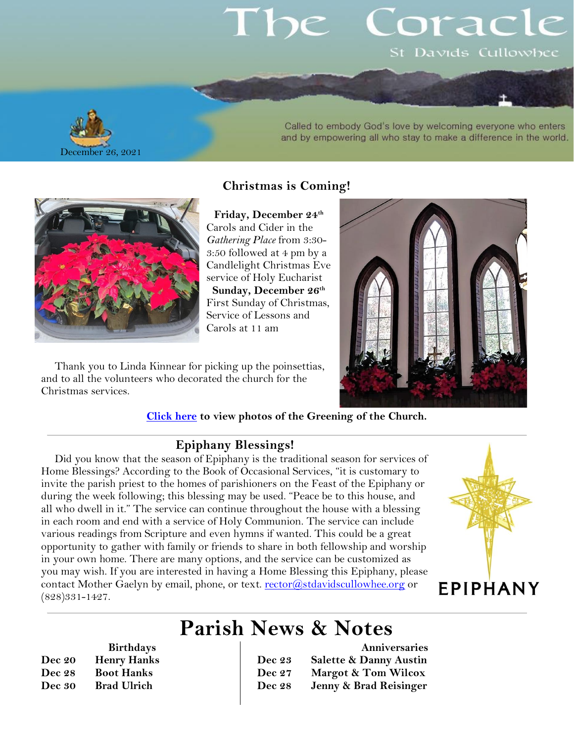# The Coracle

St Davids Cullowhee

Called to embody God's love by welcoming everyone who enters and by empowering all who stay to make a difference in the world.

December 26, 2021

## Christmas is Coming!

**Friday, December 24th**
Carols and Cider in the *Gathering Place* from 3:30-3:50 followed at 4 pm by a Candlelight Christmas Eve service of Holy Eucharist

**Sunday, December 26th**
First Sunday of Christmas, Service of Lessons and Carols at 11 am

Thank you to Linda Kinnear for picking up the poinsettias, and to all the volunteers who decorated the church for the Christmas services.

**Click here to view photos of the Greening of the Church.**

## Epiphany Blessings!

Did you know that the season of Epiphany is the traditional season for services of Home Blessings? According to the Book of Occasional Services, "it is customary to invite the parish priest to the homes of parishioners on the Feast of the Epiphany or during the week following; this blessing may be used. "Peace be to this house, and all who dwell in it." The service can continue throughout the house with a blessing in each room and end with a service of Holy Communion. The service can include various readings from Scripture and even hymns if wanted. This could be a great opportunity to gather with family or friends to share in both fellowship and worship in your own home. There are many options, and the service can be customized as you may wish. If you are interested in having a Home Blessing this Epiphany, please contact Mother Gaelyn by email, phone, or text. rector@stdavidscullowhee.org or (828)331-1427.

EPIPHANY

# Parish News & Notes

**Birthdays**

| | |
|---|---|
| **Dec 20** | **Henry Hanks** |
| **Dec 28** | **Boot Hanks** |
| **Dec 30** | **Brad Ulrich** |

**Anniversaries**

| | |
|---|---|
| **Dec 23** | **Salette & Danny Austin** |
| **Dec 27** | **Margot & Tom Wilcox** |
| **Dec 28** | **Jenny & Brad Reisinger** |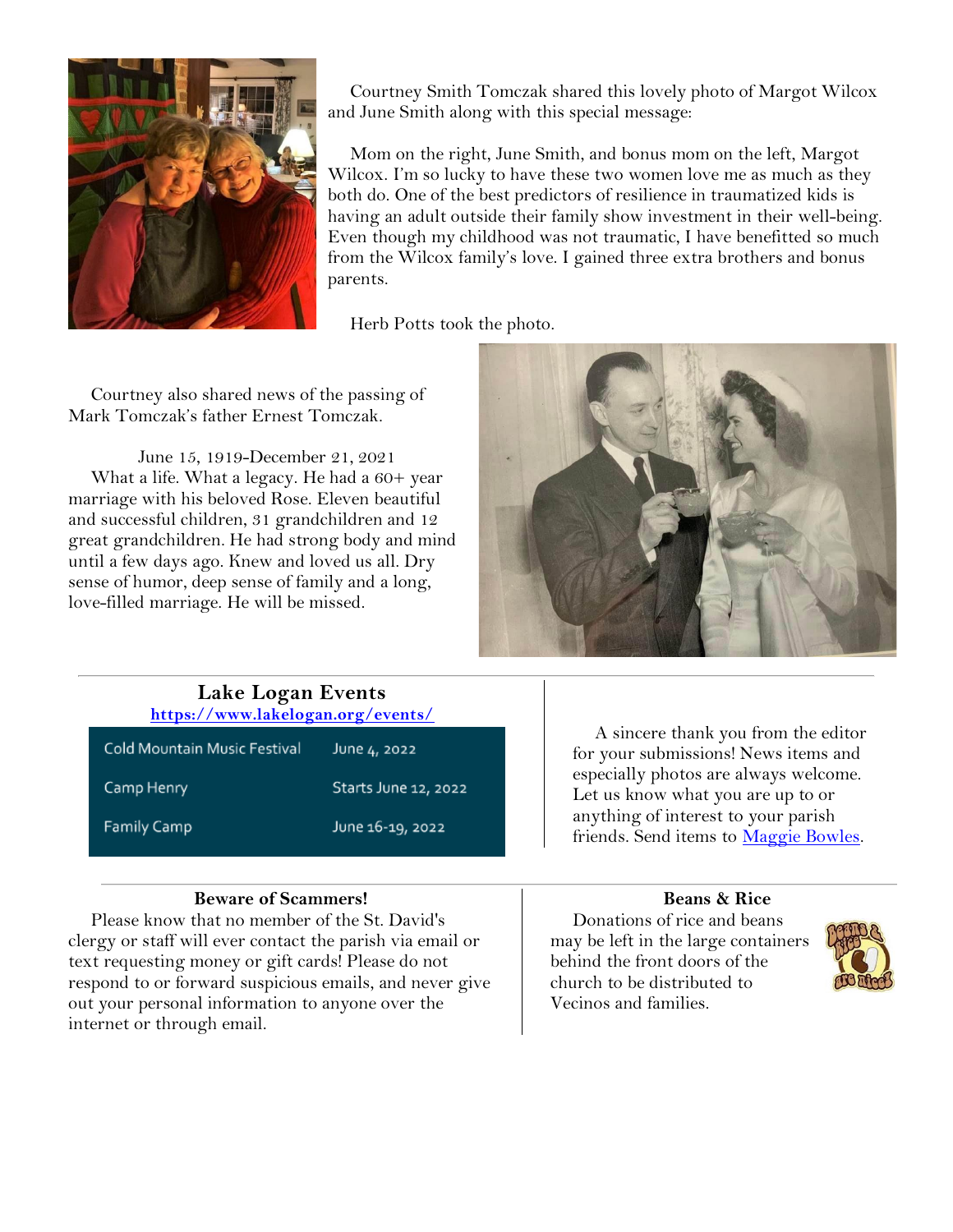Courtney Smith Tomczak shared this lovely photo of Margot Wilcox and June Smith along with this special message:

Mom on the right, June Smith, and bonus mom on the left, Margot Wilcox. I'm so lucky to have these two women love me as much as they both do. One of the best predictors of resilience in traumatized kids is having an adult outside their family show investment in their well-being. Even though my childhood was not traumatic, I have benefitted so much from the Wilcox family's love. I gained three extra brothers and bonus parents.

Herb Potts took the photo.

Courtney also shared news of the passing of Mark Tomczak's father Ernest Tomczak.

June 15, 1919-December 21, 2021

What a life. What a legacy. He had a 60+ year marriage with his beloved Rose. Eleven beautiful and successful children, 31 grandchildren and 12 great grandchildren. He had strong body and mind until a few days ago. Knew and loved us all. Dry sense of humor, deep sense of family and a long, love-filled marriage. He will be missed.

## Lake Logan Events

**https://www.lakelogan.org/events/**

| Event | Date |
|---|---|
| Cold Mountain Music Festival | June 4, 2022 |
| Camp Henry | Starts June 12, 2022 |
| Family Camp | June 16-19, 2022 |

A sincere thank you from the editor for your submissions! News items and especially photos are always welcome. Let us know what you are up to or anything of interest to your parish friends. Send items to Maggie Bowles.

### Beware of Scammers!

Please know that no member of the St. David's clergy or staff will ever contact the parish via email or text requesting money or gift cards! Please do not respond to or forward suspicious emails, and never give out your personal information to anyone over the internet or through email.

### Beans & Rice

Donations of rice and beans may be left in the large containers behind the front doors of the church to be distributed to Vecinos and families.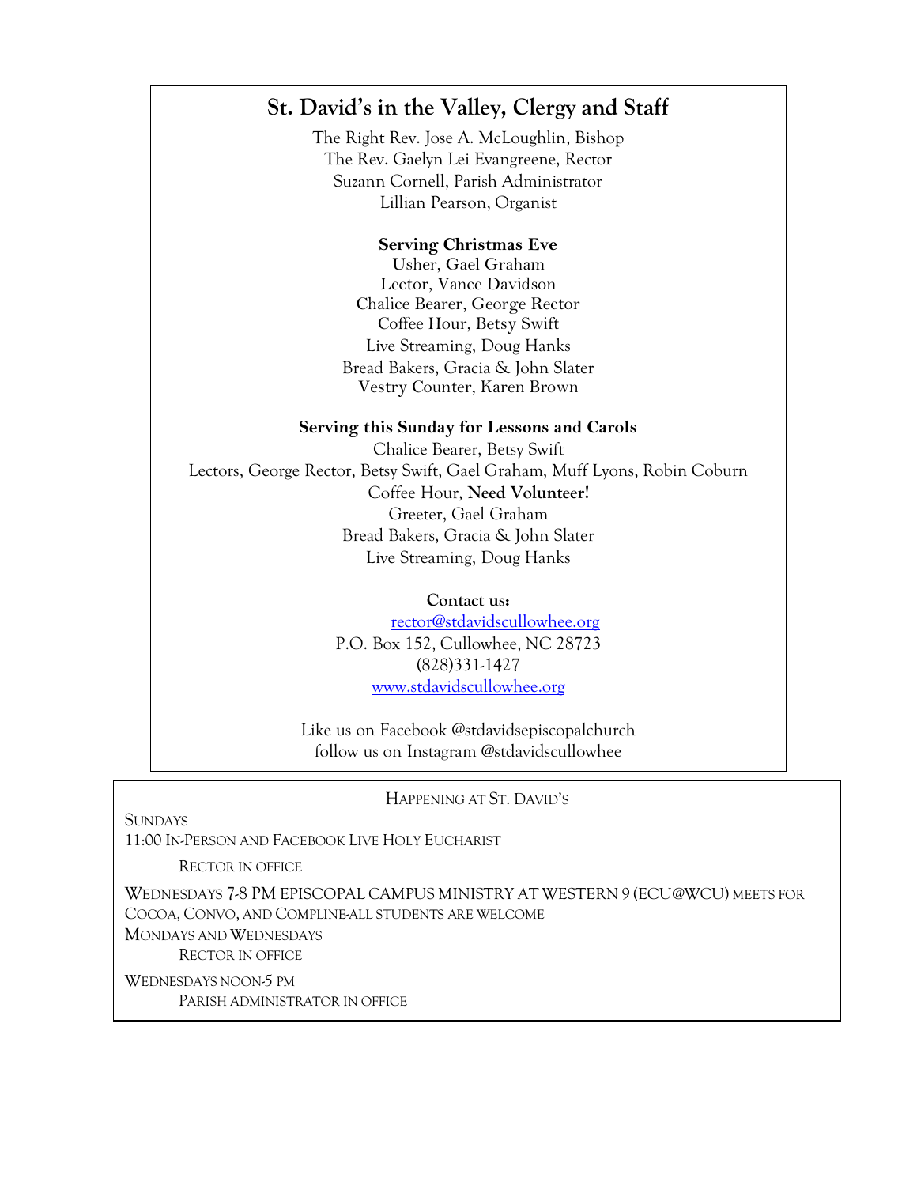## St. David's in the Valley, Clergy and Staff

The Right Rev. Jose A. McLoughlin, Bishop
The Rev. Gaelyn Lei Evangreene, Rector
Suzann Cornell, Parish Administrator
Lillian Pearson, Organist

**Serving Christmas Eve**

Usher, Gael Graham
Lector, Vance Davidson
Chalice Bearer, George Rector
Coffee Hour, Betsy Swift
Live Streaming, Doug Hanks
Bread Bakers, Gracia & John Slater
Vestry Counter, Karen Brown

**Serving this Sunday for Lessons and Carols**

Chalice Bearer, Betsy Swift
Lectors, George Rector, Betsy Swift, Gael Graham, Muff Lyons, Robin Coburn
Coffee Hour, **Need Volunteer!**
Greeter, Gael Graham
Bread Bakers, Gracia & John Slater
Live Streaming, Doug Hanks

**Contact us:**

rector@stdavidscullowhee.org
P.O. Box 152, Cullowhee, NC 28723
(828)331-1427
www.stdavidscullowhee.org

Like us on Facebook @stdavidsepiscopalchurch
follow us on Instagram @stdavidscullowhee

HAPPENING AT ST. DAVID'S

SUNDAYS
11:00 IN-PERSON AND FACEBOOK LIVE HOLY EUCHARIST

RECTOR IN OFFICE

WEDNESDAYS 7-8 PM EPISCOPAL CAMPUS MINISTRY AT WESTERN 9 (ECU@WCU) MEETS FOR COCOA, CONVO, AND COMPLINE-ALL STUDENTS ARE WELCOME

MONDAYS AND WEDNESDAYS

RECTOR IN OFFICE

WEDNESDAYS NOON-5 PM

PARISH ADMINISTRATOR IN OFFICE